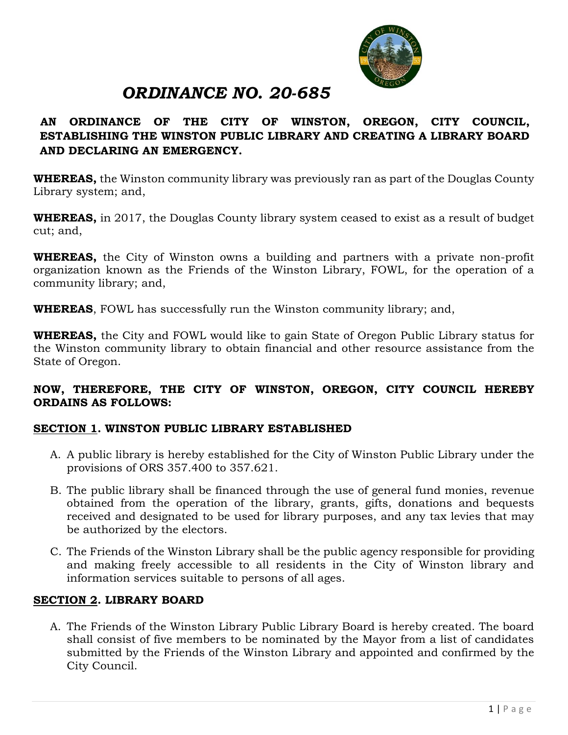# *ORDINANCE NO. 20-685*

**AN ORDINANCE OF THE CITY OF WINSTON, OREGON, CITY COUNCIL, ESTABLISHING THE WINSTON PUBLIC LIBRARY AND CREATING A LIBRARY BOARD AND DECLARING AN EMERGENCY.**

**WHEREAS,** the Winston community library was previously ran as part of the Douglas County Library system; and,

**WHEREAS,** in 2017, the Douglas County library system ceased to exist as a result of budget cut; and,

**WHEREAS,** the City of Winston owns a building and partners with a private non-profit organization known as the Friends of the Winston Library, FOWL, for the operation of a community library; and,

**WHEREAS**, FOWL has successfully run the Winston community library; and,

**WHEREAS,** the City and FOWL would like to gain State of Oregon Public Library status for the Winston community library to obtain financial and other resource assistance from the State of Oregon.

**NOW, THEREFORE, THE CITY OF WINSTON, OREGON, CITY COUNCIL HEREBY ORDAINS AS FOLLOWS:**

## SECTION 1. WINSTON PUBLIC LIBRARY ESTABLISHED

A. A public library is hereby established for the City of Winston Public Library under the provisions of ORS 357.400 to 357.621.

B. The public library shall be financed through the use of general fund monies, revenue obtained from the operation of the library, grants, gifts, donations and bequests received and designated to be used for library purposes, and any tax levies that may be authorized by the electors.

C. The Friends of the Winston Library shall be the public agency responsible for providing and making freely accessible to all residents in the City of Winston library and information services suitable to persons of all ages.

## SECTION 2. LIBRARY BOARD

A. The Friends of the Winston Library Public Library Board is hereby created. The board shall consist of five members to be nominated by the Mayor from a list of candidates submitted by the Friends of the Winston Library and appointed and confirmed by the City Council.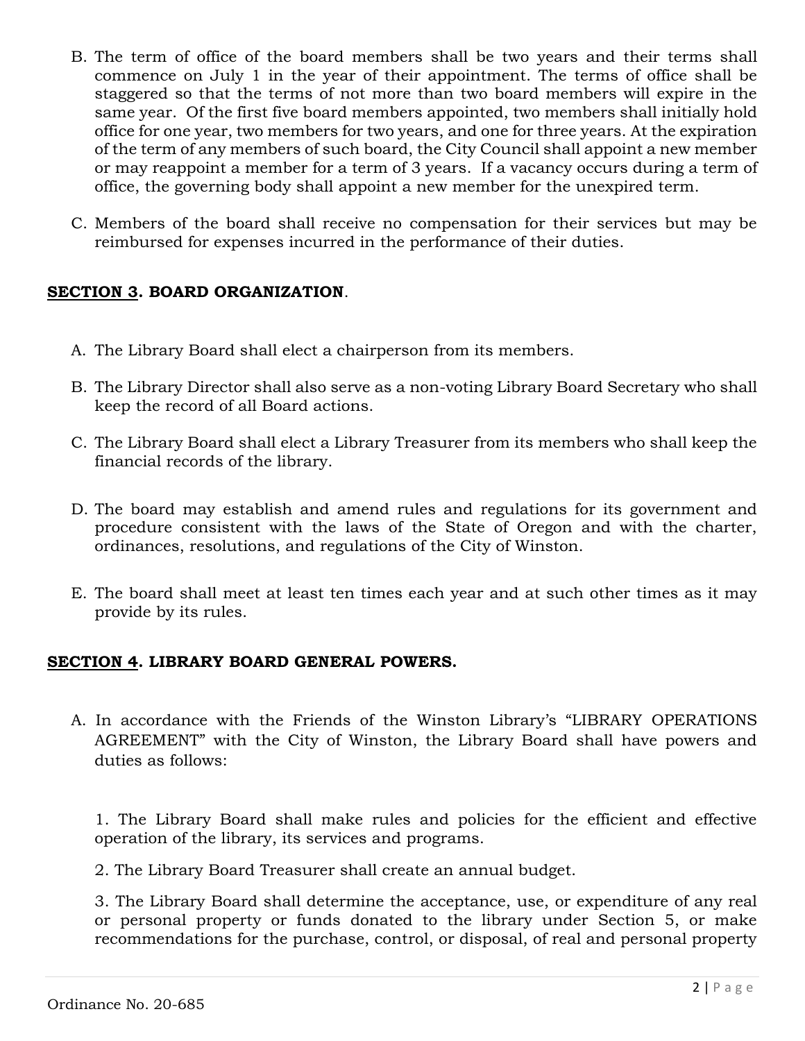B. The term of office of the board members shall be two years and their terms shall commence on July 1 in the year of their appointment. The terms of office shall be staggered so that the terms of not more than two board members will expire in the same year. Of the first five board members appointed, two members shall initially hold office for one year, two members for two years, and one for three years. At the expiration of the term of any members of such board, the City Council shall appoint a new member or may reappoint a member for a term of 3 years. If a vacancy occurs during a term of office, the governing body shall appoint a new member for the unexpired term.

C. Members of the board shall receive no compensation for their services but may be reimbursed for expenses incurred in the performance of their duties.

**SECTION 3. BOARD ORGANIZATION**.

A. The Library Board shall elect a chairperson from its members.

B. The Library Director shall also serve as a non-voting Library Board Secretary who shall keep the record of all Board actions.

C. The Library Board shall elect a Library Treasurer from its members who shall keep the financial records of the library.

D. The board may establish and amend rules and regulations for its government and procedure consistent with the laws of the State of Oregon and with the charter, ordinances, resolutions, and regulations of the City of Winston.

E. The board shall meet at least ten times each year and at such other times as it may provide by its rules.

**SECTION 4. LIBRARY BOARD GENERAL POWERS.**

A. In accordance with the Friends of the Winston Library's "LIBRARY OPERATIONS AGREEMENT" with the City of Winston, the Library Board shall have powers and duties as follows:

1. The Library Board shall make rules and policies for the efficient and effective operation of the library, its services and programs.

2. The Library Board Treasurer shall create an annual budget.

3. The Library Board shall determine the acceptance, use, or expenditure of any real or personal property or funds donated to the library under Section 5, or make recommendations for the purchase, control, or disposal, of real and personal property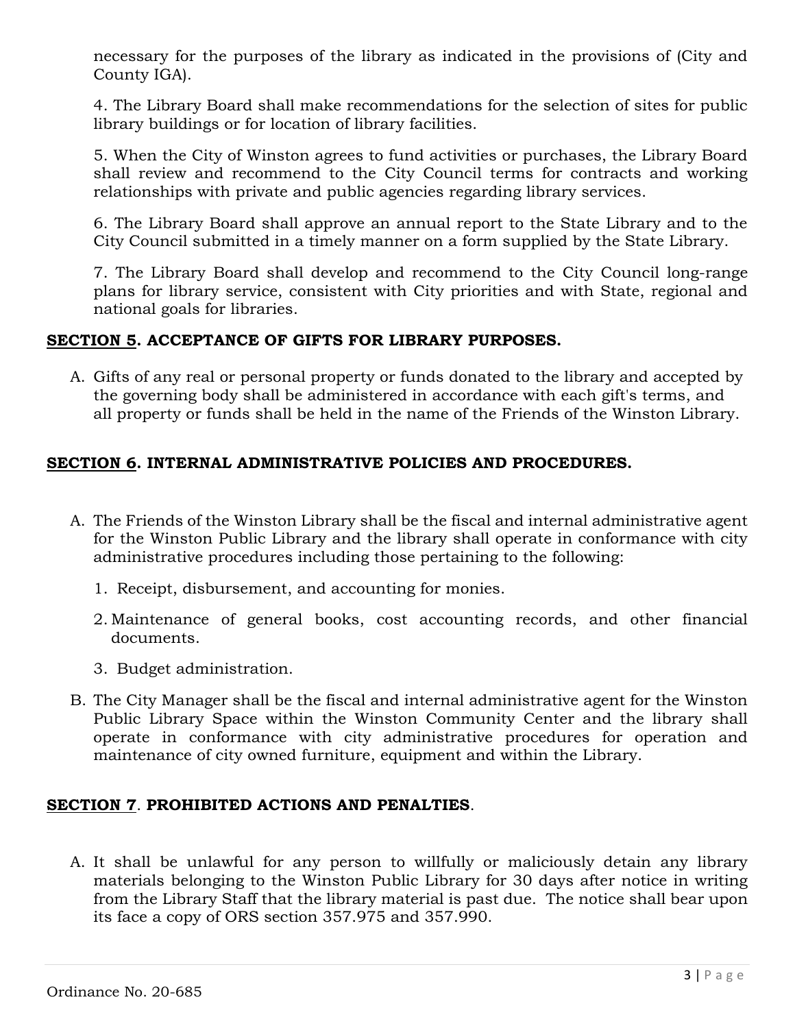necessary for the purposes of the library as indicated in the provisions of (City and County IGA).

4. The Library Board shall make recommendations for the selection of sites for public library buildings or for location of library facilities.

5. When the City of Winston agrees to fund activities or purchases, the Library Board shall review and recommend to the City Council terms for contracts and working relationships with private and public agencies regarding library services.

6. The Library Board shall approve an annual report to the State Library and to the City Council submitted in a timely manner on a form supplied by the State Library.

7. The Library Board shall develop and recommend to the City Council long-range plans for library service, consistent with City priorities and with State, regional and national goals for libraries.

**SECTION 5. ACCEPTANCE OF GIFTS FOR LIBRARY PURPOSES.**

A. Gifts of any real or personal property or funds donated to the library and accepted by the governing body shall be administered in accordance with each gift's terms, and all property or funds shall be held in the name of the Friends of the Winston Library.

**SECTION 6. INTERNAL ADMINISTRATIVE POLICIES AND PROCEDURES.**

A. The Friends of the Winston Library shall be the fiscal and internal administrative agent for the Winston Public Library and the library shall operate in conformance with city administrative procedures including those pertaining to the following:

   1. Receipt, disbursement, and accounting for monies.

   2. Maintenance of general books, cost accounting records, and other financial documents.

   3. Budget administration.

B. The City Manager shall be the fiscal and internal administrative agent for the Winston Public Library Space within the Winston Community Center and the library shall operate in conformance with city administrative procedures for operation and maintenance of city owned furniture, equipment and within the Library.

**SECTION 7. PROHIBITED ACTIONS AND PENALTIES.**

A. It shall be unlawful for any person to willfully or maliciously detain any library materials belonging to the Winston Public Library for 30 days after notice in writing from the Library Staff that the library material is past due. The notice shall bear upon its face a copy of ORS section 357.975 and 357.990.

Ordinance No. 20-685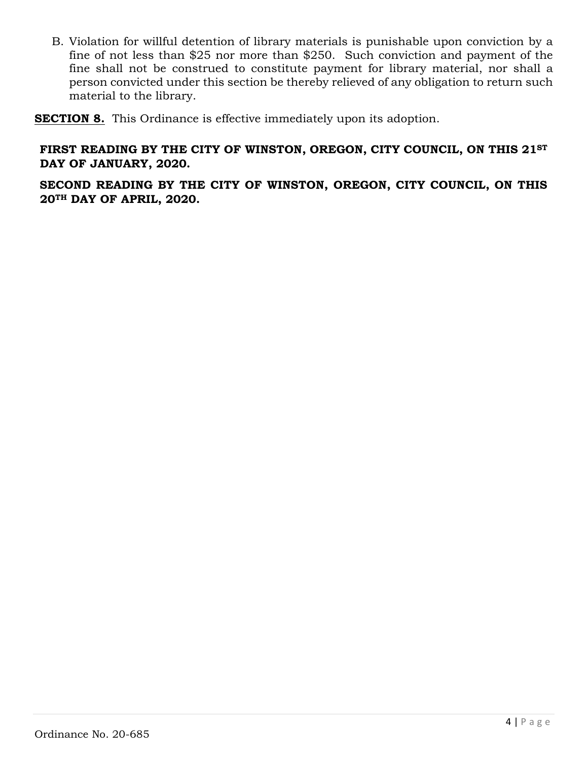B. Violation for willful detention of library materials is punishable upon conviction by a fine of not less than $25 nor more than $250. Such conviction and payment of the fine shall not be construed to constitute payment for library material, nor shall a person convicted under this section be thereby relieved of any obligation to return such material to the library.

**SECTION 8.** This Ordinance is effective immediately upon its adoption.

**FIRST READING BY THE CITY OF WINSTON, OREGON, CITY COUNCIL, ON THIS 21ST DAY OF JANUARY, 2020.**

**SECOND READING BY THE CITY OF WINSTON, OREGON, CITY COUNCIL, ON THIS 20TH DAY OF APRIL, 2020.**